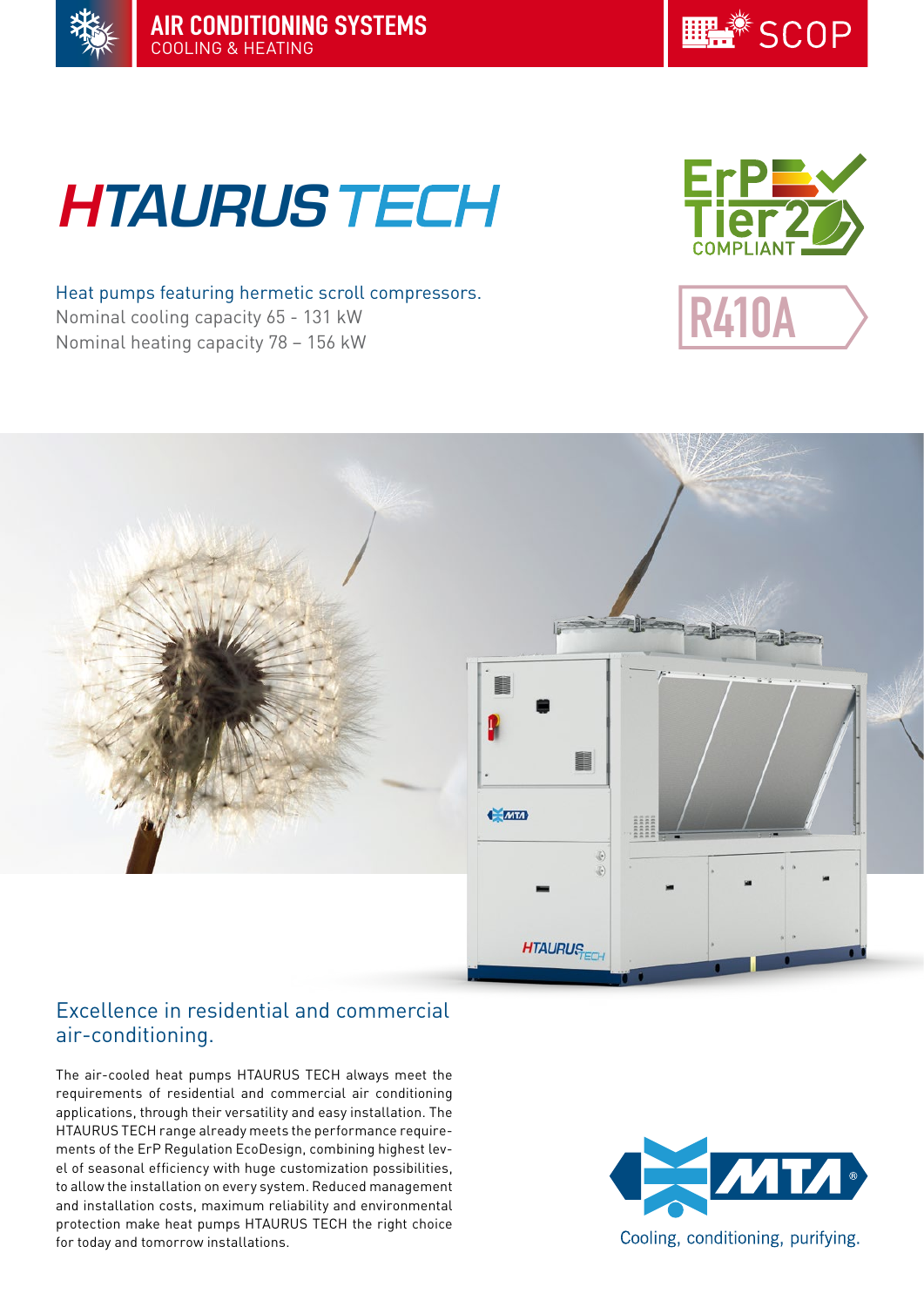AIR CONDITIONING SYSTEMS
COOLING & HEATING

SCOP

# HTAURUS TECH

ErP Tier 2 COMPLIANT

R410A

Heat pumps featuring hermetic scroll compressors.
Nominal cooling capacity 65 - 131 kW
Nominal heating capacity 78 – 156 kW

## Excellence in residential and commercial air-conditioning.

The air-cooled heat pumps HTAURUS TECH always meet the requirements of residential and commercial air conditioning applications, through their versatility and easy installation. The HTAURUS TECH range already meets the performance requirements of the ErP Regulation EcoDesign, combining highest level of seasonal efficiency with huge customization possibilities, to allow the installation on every system. Reduced management and installation costs, maximum reliability and environmental protection make heat pumps HTAURUS TECH the right choice for today and tomorrow installations.

MTA
Cooling, conditioning, purifying.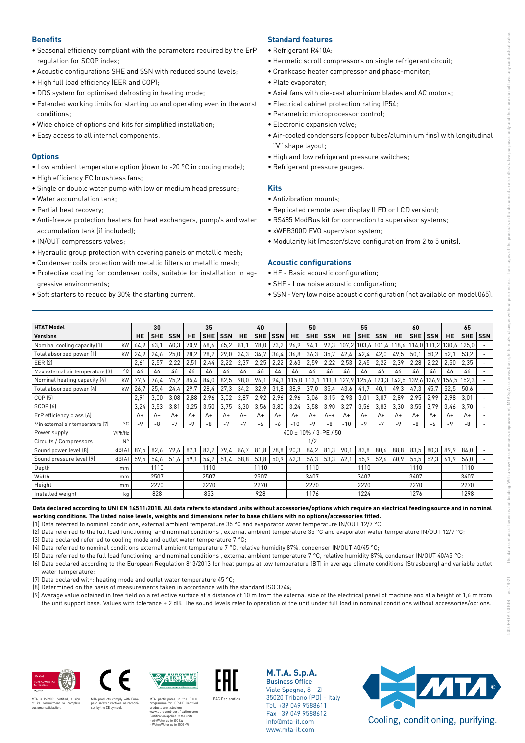## Benefits

- Seasonal efficiency compliant with the parameters required by the ErP regulation for SCOP index;
- Acoustic configurations SHE and SSN with reduced sound levels;
- High full load efficiency (EER and COP);
- DDS system for optimised defrosting in heating mode;
- Extended working limits for starting up and operating even in the worst conditions;
- Wide choice of options and kits for simplified installation;
- Easy access to all internal components.

## Options

- Low ambient temperature option (down to -20 °C in cooling mode);
- High efficiency EC brushless fans;
- Single or double water pump with low or medium head pressure;
- Water accumulation tank;
- Partial heat recovery;
- Anti-freeze protection heaters for heat exchangers, pump/s and water accumulation tank (if included);
- IN/OUT compressors valves;
- Hydraulic group protection with covering panels or metallic mesh;
- Condenser coils protection with metallic filters or metallic mesh;
- Protective coating for condenser coils, suitable for installation in aggressive environments;
- Soft starters to reduce by 30% the starting current.

## Standard features

- Refrigerant R410A;
- Hermetic scroll compressors on single refrigerant circuit;
- Crankcase heater compressor and phase-monitor;
- Plate evaporator;
- Axial fans with die-cast aluminium blades and AC motors;
- Electrical cabinet protection rating IP54;
- Parametric microprocessor control;
- Electronic expansion valve;
- Air-cooled condensers (copper tubes/aluminium fins) with longitudinal "V" shape layout;
- High and low refrigerant pressure switches;
- Refrigerant pressure gauges.

## Kits

- Antivibration mounts;
- Replicated remote user display (LED or LCD version);
- RS485 ModBus kit for connection to supervisor systems;
- xWEB300D EVO supervisor system;
- Modularity kit (master/slave configuration from 2 to 5 units).

## Acoustic configurations

- HE - Basic acoustic configuration;
- SHE - Low noise acoustic configuration;
- SSN - Very low noise acoustic configuration (not available on model 065).

| HTAT Model | | 30 | | | 35 | | | 40 | | | 50 | | | 55 | | | 60 | | | 65 | | |
|---|---|---|---|---|---|---|---|---|---|---|---|---|---|---|---|---|---|---|---|---|---|---|
| Versions | | HE | SHE | SSN | HE | SHE | SSN | HE | SHE | SSN | HE | SHE | SSN | HE | SHE | SSN | HE | SHE | SSN | HE | SHE | SSN |
| Nominal cooling capacity (1) | kW | 64,9 | 63,1 | 60,3 | 70,9 | 68,6 | 65,2 | 81,1 | 78,0 | 73,2 | 96,9 | 94,1 | 92,3 | 107,2 | 103,6 | 101,4 | 118,6 | 114,0 | 111,2 | 130,6 | 125,0 | - |
| Total absorbed power (1) | kW | 24,9 | 24,6 | 25,0 | 28,2 | 28,2 | 29,0 | 34,3 | 34,7 | 36,4 | 36,8 | 36,3 | 35,7 | 42,4 | 42,4 | 42,0 | 49,5 | 50,1 | 50,2 | 52,1 | 53,2 | - |
| EER (2) | | 2,61 | 2,57 | 2,22 | 2,51 | 2,44 | 2,22 | 2,37 | 2,25 | 2,22 | 2,63 | 2,59 | 2,22 | 2,53 | 2,45 | 2,22 | 2,39 | 2,28 | 2,22 | 2,50 | 2,35 | - |
| Max external air temperature (3) | °C | 46 | 46 | 46 | 46 | 46 | 46 | 46 | 46 | 44 | 46 | 46 | 46 | 46 | 46 | 46 | 46 | 46 | 46 | 46 | 46 | - |
| Nominal heating capacity (4) | kW | 77,6 | 76,4 | 75,2 | 85,4 | 84,0 | 82,5 | 98,0 | 96,1 | 94,3 | 115,0 | 113,1 | 111,3 | 127,9 | 125,6 | 123,3 | 142,5 | 139,6 | 136,9 | 156,5 | 152,3 | - |
| Total absorbed power (4) | kW | 26,7 | 25,4 | 24,4 | 29,7 | 28,4 | 27,3 | 34,2 | 32,9 | 31,8 | 38,9 | 37,0 | 35,4 | 43,6 | 41,7 | 40,1 | 49,3 | 47,3 | 45,7 | 52,5 | 50,6 | - |
| COP (5) | | 2,91 | 3,00 | 3,08 | 2,88 | 2,96 | 3,02 | 2,87 | 2,92 | 2,96 | 2,96 | 3,06 | 3,15 | 2,93 | 3,01 | 3,07 | 2,89 | 2,95 | 2,99 | 2,98 | 3,01 | - |
| SCOP (6) | | 3,24 | 3,53 | 3,81 | 3,25 | 3,50 | 3,75 | 3,30 | 3,56 | 3,80 | 3,24 | 3,58 | 3,90 | 3,27 | 3,56 | 3,83 | 3,30 | 3,55 | 3,79 | 3,46 | 3,70 | - |
| ErP efficiency class (6) | | A+ | A+ | A+ | A+ | A+ | A+ | A+ | A+ | A+ | A+ | A+ | A++ | A+ | A+ | A+ | A+ | A+ | A+ | A+ | A+ | - |
| Min external air temperature (7) | °C | -9 | -8 | -7 | -9 | -8 | -7 | -7 | -6 | -6 | -10 | -9 | -8 | -10 | -9 | -7 | -9 | -8 | -6 | -9 | -8 | - |
| Power supply | V/Ph/Hz | 400 ± 10% / 3-PE / 50 | | | | | | | | | | | | | | | | | | | | |
| Circuits / Compressors | N° | 1/2 | | | | | | | | | | | | | | | | | | | | |
| Sound power level (8) | dB(A) | 87,5 | 82,6 | 79,6 | 87,1 | 82,2 | 79,4 | 86,7 | 81,8 | 78,8 | 90,3 | 84,2 | 81,3 | 90,1 | 83,8 | 80,6 | 88,8 | 83,5 | 80,3 | 89,9 | 84,0 | - |
| Sound pressure level (9) | dB(A) | 59,5 | 54,6 | 51,6 | 59,1 | 54,2 | 51,4 | 58,8 | 53,8 | 50,9 | 62,3 | 56,3 | 53,3 | 62,1 | 55,9 | 52,6 | 60,9 | 55,5 | 52,3 | 61,9 | 56,0 | - |
| Depth | mm | 1110 | | | 1110 | | | 1110 | | | 1110 | | | 1110 | | | 1110 | | | 1110 | | |
| Width | mm | 2507 | | | 2507 | | | 2507 | | | 3407 | | | 3407 | | | 3407 | | | 3407 | | |
| Height | mm | 2270 | | | 2270 | | | 2270 | | | 2270 | | | 2270 | | | 2270 | | | 2270 | | |
| Installed weight | kg | 828 | | | 853 | | | 928 | | | 1176 | | | 1224 | | | 1276 | | | 1298 | | |

**Data declared according to UNI EN 14511:2018. All data refers to standard units without accessories/options which require an electrical feeding source and in nominal working conditions. The listed noise levels, weights and dimensions refer to base chillers with no options/accessories fitted.**

(1) Data referred to nominal conditions, external ambient temperature 35 °C and evaporator water temperature IN/OUT 12/7 °C;
(2) Data referred to the full load functioning and nominal conditions , external ambient temperature 35 °C and evaporator water temperature IN/OUT 12/7 °C;
(3) Data declared referred to cooling mode and outlet water temperature 7 °C;
(4) Data referred to nominal conditions external ambient temperature 7 °C, relative humidity 87%, condenser IN/OUT 40/45 °C;
(5) Data referred to the full load functioning and nominal conditions , external ambient temperature 7 °C, relative humidity 87%, condenser IN/OUT 40/45 °C;
(6) Data declared according to the European Regulation 813/2013 for heat pumps at low temperature (BT) in average climate conditions (Strasbourg) and variable outlet water temperature;
(7) Data declared with: heating mode and outlet water temperature 45 °C;
(8) Determined on the basis of measurements taken in accordance with the standard ISO 3744;
(9) Average value obtained in free field on a reflective surface at a distance of 10 m from the external side of the electrical panel of machine and at a height of 1,6 m from the unit support base. Values with tolerance ± 2 dB. The sound levels refer to operation of the unit under full load in nominal conditions without accessories/options.

MTA is ISO9001 certified, a sign of its commitment to complete customer satisfaction.

MTA products comply with European safety directives, as recognised by the CE symbol.

MTA participates in the E.C.C. programme for LCP-HP. Certified products are listed on: www.eurovent-certification.com
Certification applied to the units:
- Air/Water up to 600 kW
- Water/Water up to 1500 kW

EAC Declaration

**M.T.A. S.p.A.**
Business Office
Viale Spagna, 8 - ZI
35020 Tribano (PD) - Italy
Tel. +39 049 9588611
Fax +39 049 9588612
info@mta-it.com
www.mta-it.com

Cooling, conditioning, purifying.

The data contained herein is not binding. With a view to continuous improvement, MTA SpA reserves the right to make changes without prior notice. The images of the products in the document are for illustrative purposes only and therefore do not have any contractual value.